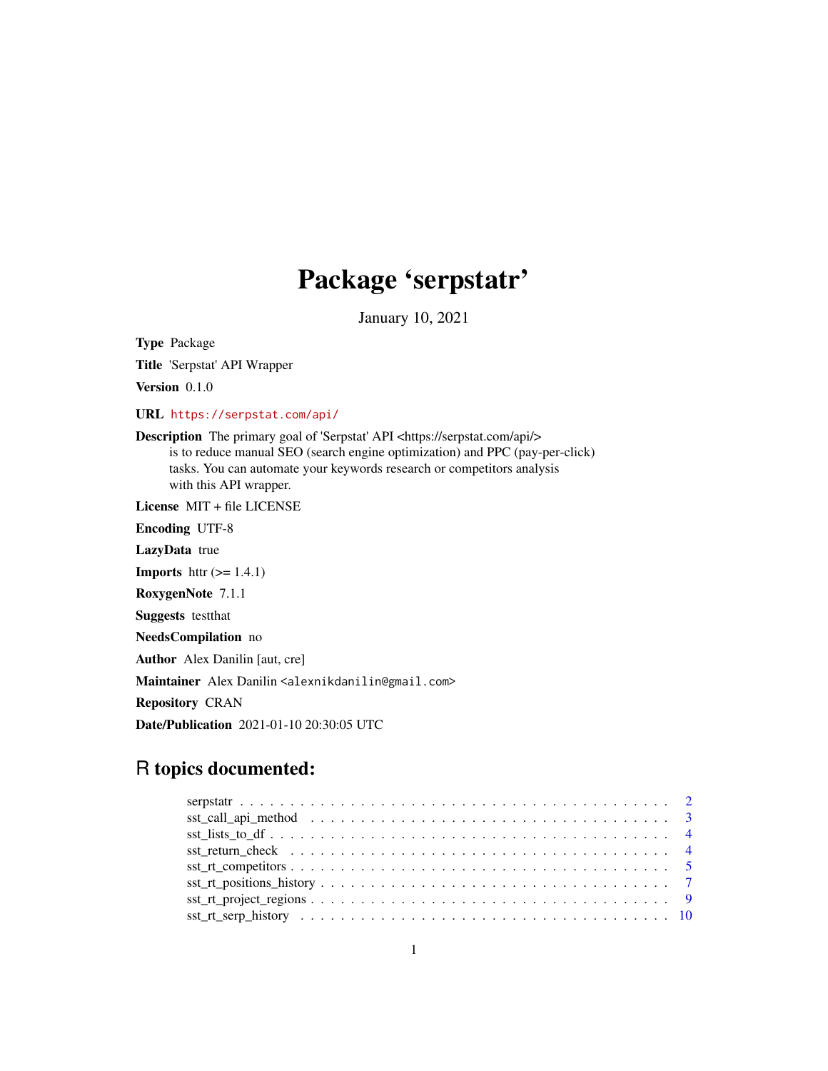# Package 'serpstatr'

January 10, 2021

**Type** Package

**Title** 'Serpstat' API Wrapper

**Version** 0.1.0

**URL** https://serpstat.com/api/

**Description** The primary goal of 'Serpstat' API <https://serpstat.com/api/> is to reduce manual SEO (search engine optimization) and PPC (pay-per-click) tasks. You can automate your keywords research or competitors analysis with this API wrapper.

**License** MIT + file LICENSE

**Encoding** UTF-8

**LazyData** true

**Imports** httr (>= 1.4.1)

**RoxygenNote** 7.1.1

**Suggests** testthat

**NeedsCompilation** no

**Author** Alex Danilin [aut, cre]

**Maintainer** Alex Danilin <alexnikdanilin@gmail.com>

**Repository** CRAN

**Date/Publication** 2021-01-10 20:30:05 UTC

## R topics documented:

- serpstatr . . . . . . . . . . . . . . . . . . . . . . . . . . . . . . . . . . . . . . . . 2
- sst_call_api_method . . . . . . . . . . . . . . . . . . . . . . . . . . . . . . . . . . . 3
- sst_lists_to_df . . . . . . . . . . . . . . . . . . . . . . . . . . . . . . . . . . . . . . 4
- sst_return_check . . . . . . . . . . . . . . . . . . . . . . . . . . . . . . . . . . . . . 4
- sst_rt_competitors . . . . . . . . . . . . . . . . . . . . . . . . . . . . . . . . . . . . 5
- sst_rt_positions_history . . . . . . . . . . . . . . . . . . . . . . . . . . . . . . . . . 7
- sst_rt_project_regions . . . . . . . . . . . . . . . . . . . . . . . . . . . . . . . . . . 9
- sst_rt_serp_history . . . . . . . . . . . . . . . . . . . . . . . . . . . . . . . . . . . 10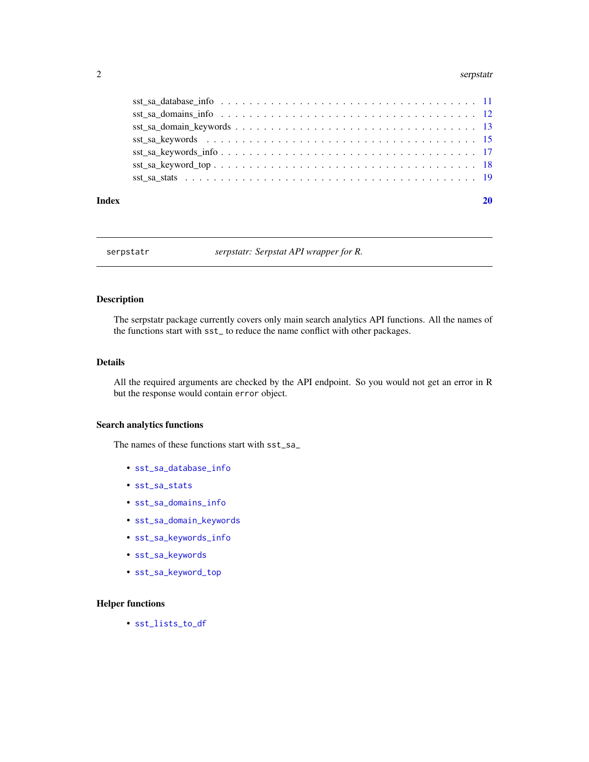sst_sa_database_info . . . . . . . . . . . . . . . . . . . . . . . . . . . . . . . . . . 11
sst_sa_domains_info . . . . . . . . . . . . . . . . . . . . . . . . . . . . . . . . . . 12
sst_sa_domain_keywords . . . . . . . . . . . . . . . . . . . . . . . . . . . . . . . . . 13
sst_sa_keywords . . . . . . . . . . . . . . . . . . . . . . . . . . . . . . . . . . . . 15
sst_sa_keywords_info . . . . . . . . . . . . . . . . . . . . . . . . . . . . . . . . . . 17
sst_sa_keyword_top . . . . . . . . . . . . . . . . . . . . . . . . . . . . . . . . . . . 18
sst_sa_stats . . . . . . . . . . . . . . . . . . . . . . . . . . . . . . . . . . . . . . 19

**Index** **20**

---

`serpstatr` *serpstatr: Serpstat API wrapper for R.*

---

## Description

The serpstatr package currently covers only main search analytics API functions. All the names of the functions start with `sst_` to reduce the name conflict with other packages.

## Details

All the required arguments are checked by the API endpoint. So you would not get an error in R but the response would contain `error` object.

### Search analytics functions

The names of these functions start with `sst_sa_`

- `sst_sa_database_info`
- `sst_sa_stats`
- `sst_sa_domains_info`
- `sst_sa_domain_keywords`
- `sst_sa_keywords_info`
- `sst_sa_keywords`
- `sst_sa_keyword_top`

### Helper functions

- `sst_lists_to_df`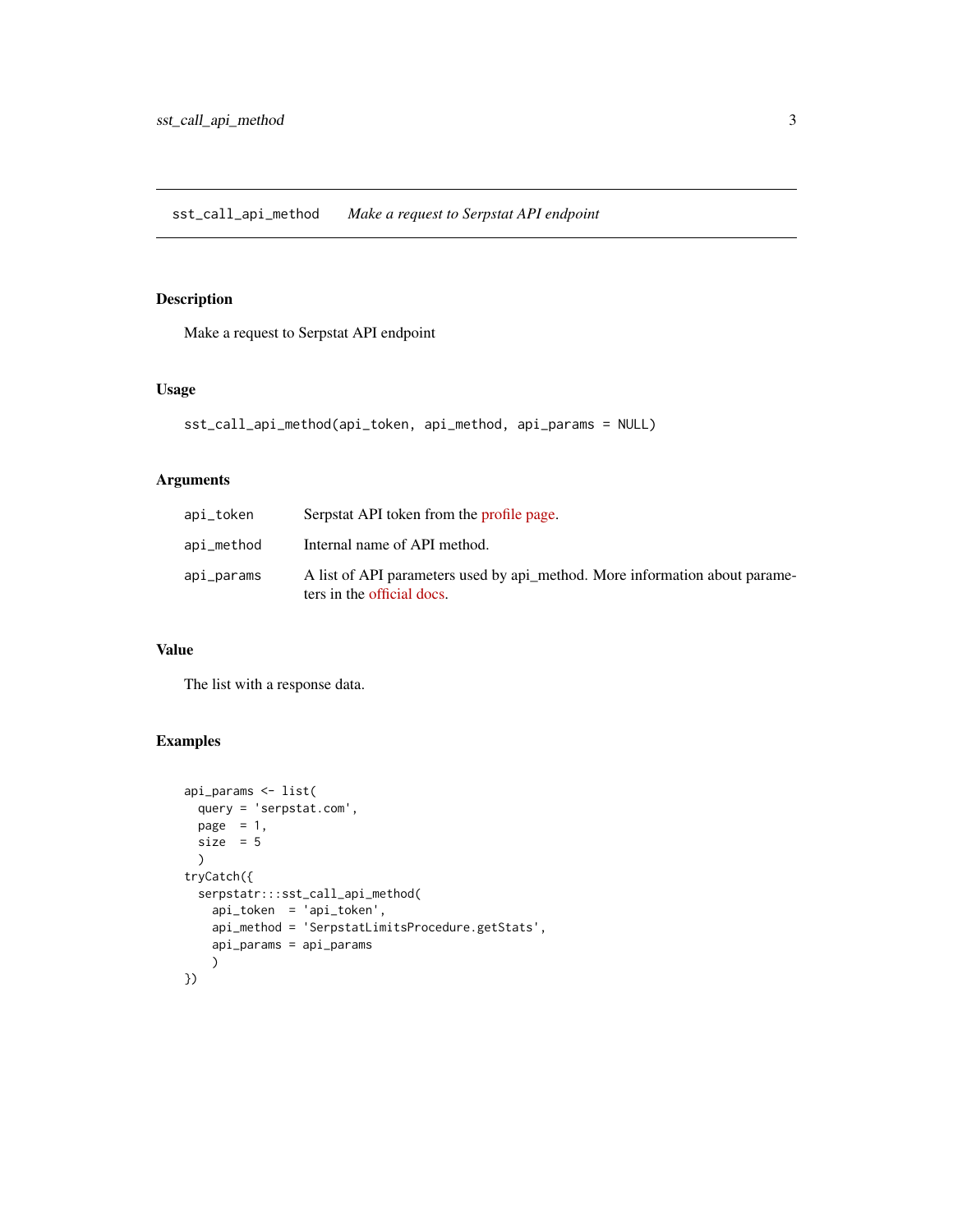## sst_call_api_method — *Make a request to Serpstat API endpoint*

### Description

Make a request to Serpstat API endpoint

### Usage

```
sst_call_api_method(api_token, api_method, api_params = NULL)
```

### Arguments

| | |
|---|---|
| `api_token` | Serpstat API token from the profile page. |
| `api_method` | Internal name of API method. |
| `api_params` | A list of API parameters used by api_method. More information about parameters in the official docs. |

### Value

The list with a response data.

### Examples

```
api_params <- list(
  query = 'serpstat.com',
  page  = 1,
  size  = 5
  )
tryCatch({
  serpstatr:::sst_call_api_method(
    api_token  = 'api_token',
    api_method = 'SerpstatLimitsProcedure.getStats',
    api_params = api_params
    )
})
```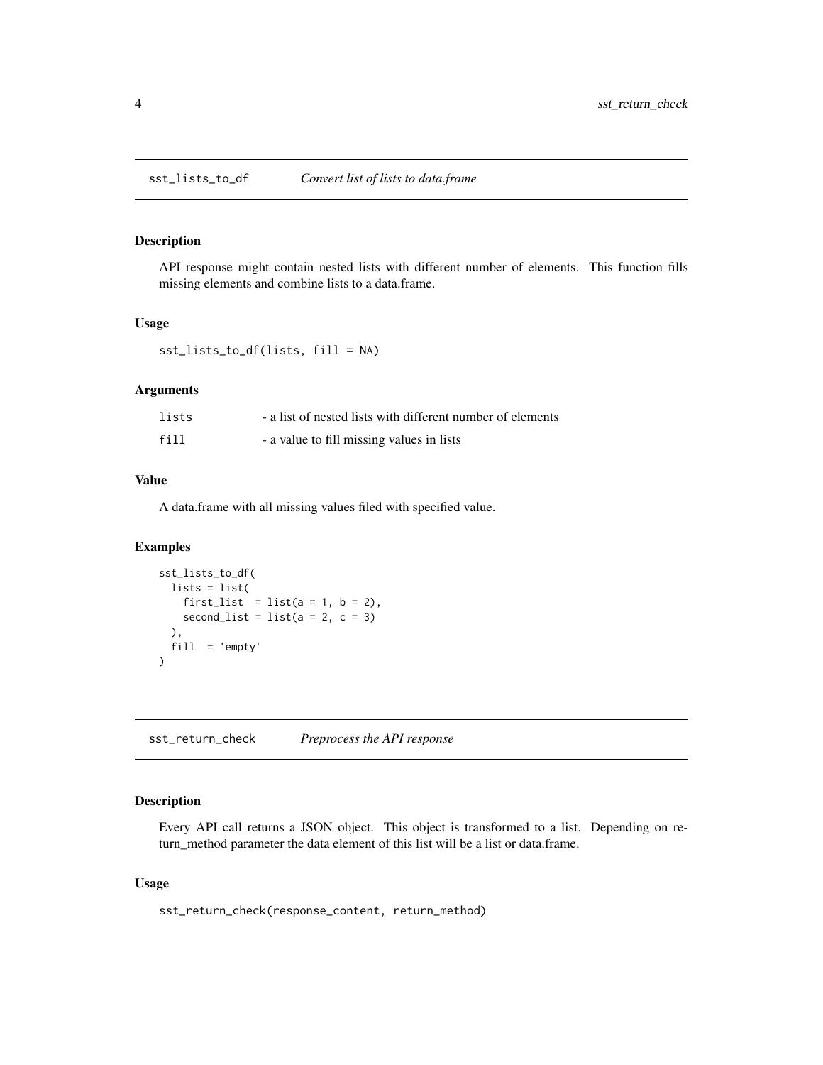## sst_lists_to_df *Convert list of lists to data.frame*

### Description

API response might contain nested lists with different number of elements. This function fills missing elements and combine lists to a data.frame.

### Usage

```
sst_lists_to_df(lists, fill = NA)
```

### Arguments

| | |
|---|---|
| `lists` | - a list of nested lists with different number of elements |
| `fill` | - a value to fill missing values in lists |

### Value

A data.frame with all missing values filed with specified value.

### Examples

```
sst_lists_to_df(
  lists = list(
    first_list  = list(a = 1, b = 2),
    second_list = list(a = 2, c = 3)
  ),
  fill  = 'empty'
)
```

## sst_return_check *Preprocess the API response*

### Description

Every API call returns a JSON object. This object is transformed to a list. Depending on return_method parameter the data element of this list will be a list or data.frame.

### Usage

```
sst_return_check(response_content, return_method)
```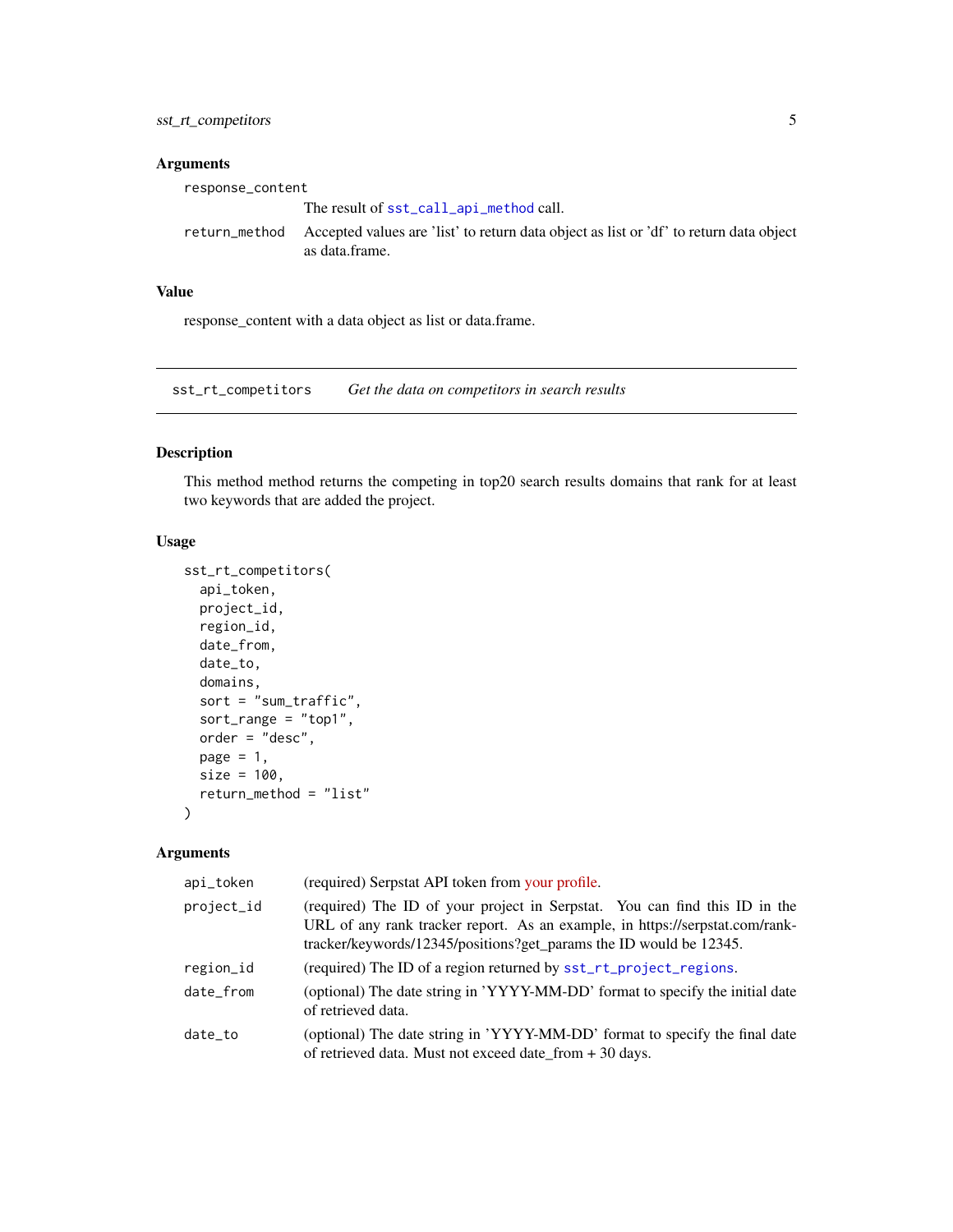### Arguments

`response_content`
: The result of `sst_call_api_method` call.

`return_method`
: Accepted values are 'list' to return data object as list or 'df' to return data object as data.frame.

### Value

response_content with a data object as list or data.frame.

---

## sst_rt_competitors — *Get the data on competitors in search results*

### Description

This method method returns the competing in top20 search results domains that rank for at least two keywords that are added the project.

### Usage

```
sst_rt_competitors(
  api_token,
  project_id,
  region_id,
  date_from,
  date_to,
  domains,
  sort = "sum_traffic",
  sort_range = "top1",
  order = "desc",
  page = 1,
  size = 100,
  return_method = "list"
)
```

### Arguments

`api_token`
: (required) Serpstat API token from your profile.

`project_id`
: (required) The ID of your project in Serpstat. You can find this ID in the URL of any rank tracker report. As an example, in https://serpstat.com/rank-tracker/keywords/12345/positions?get_params the ID would be 12345.

`region_id`
: (required) The ID of a region returned by `sst_rt_project_regions`.

`date_from`
: (optional) The date string in 'YYYY-MM-DD' format to specify the initial date of retrieved data.

`date_to`
: (optional) The date string in 'YYYY-MM-DD' format to specify the final date of retrieved data. Must not exceed date_from + 30 days.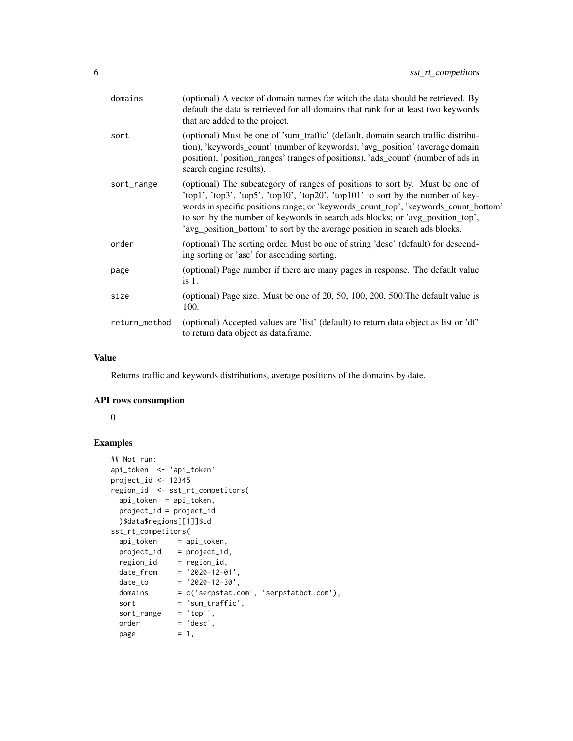| | |
|---|---|
| domains | (optional) A vector of domain names for witch the data should be retrieved. By default the data is retrieved for all domains that rank for at least two keywords that are added to the project. |
| sort | (optional) Must be one of 'sum_traffic' (default, domain search traffic distribution), 'keywords_count' (number of keywords), 'avg_position' (average domain position), 'position_ranges' (ranges of positions), 'ads_count' (number of ads in search engine results). |
| sort_range | (optional) The subcategory of ranges of positions to sort by. Must be one of 'top1', 'top3', 'top5', 'top10', 'top20', 'top101' to sort by the number of keywords in specific positions range; or 'keywords_count_top', 'keywords_count_bottom' to sort by the number of keywords in search ads blocks; or 'avg_position_top', 'avg_position_bottom' to sort by the average position in search ads blocks. |
| order | (optional) The sorting order. Must be one of string 'desc' (default) for descending sorting or 'asc' for ascending sorting. |
| page | (optional) Page number if there are many pages in response. The default value is 1. |
| size | (optional) Page size. Must be one of 20, 50, 100, 200, 500.The default value is 100. |
| return_method | (optional) Accepted values are 'list' (default) to return data object as list or 'df' to return data object as data.frame. |

### Value

Returns traffic and keywords distributions, average positions of the domains by date.

### API rows consumption

0

### Examples

```
## Not run:
api_token  <- 'api_token'
project_id <- 12345
region_id  <- sst_rt_competitors(
  api_token  = api_token,
  project_id = project_id
  )$data$regions[[1]]$id
sst_rt_competitors(
  api_token     = api_token,
  project_id    = project_id,
  region_id     = region_id,
  date_from     = '2020-12-01',
  date_to       = '2020-12-30',
  domains       = c('serpstat.com', 'serpstatbot.com'),
  sort          = 'sum_traffic',
  sort_range    = 'top1',
  order         = 'desc',
  page          = 1,
```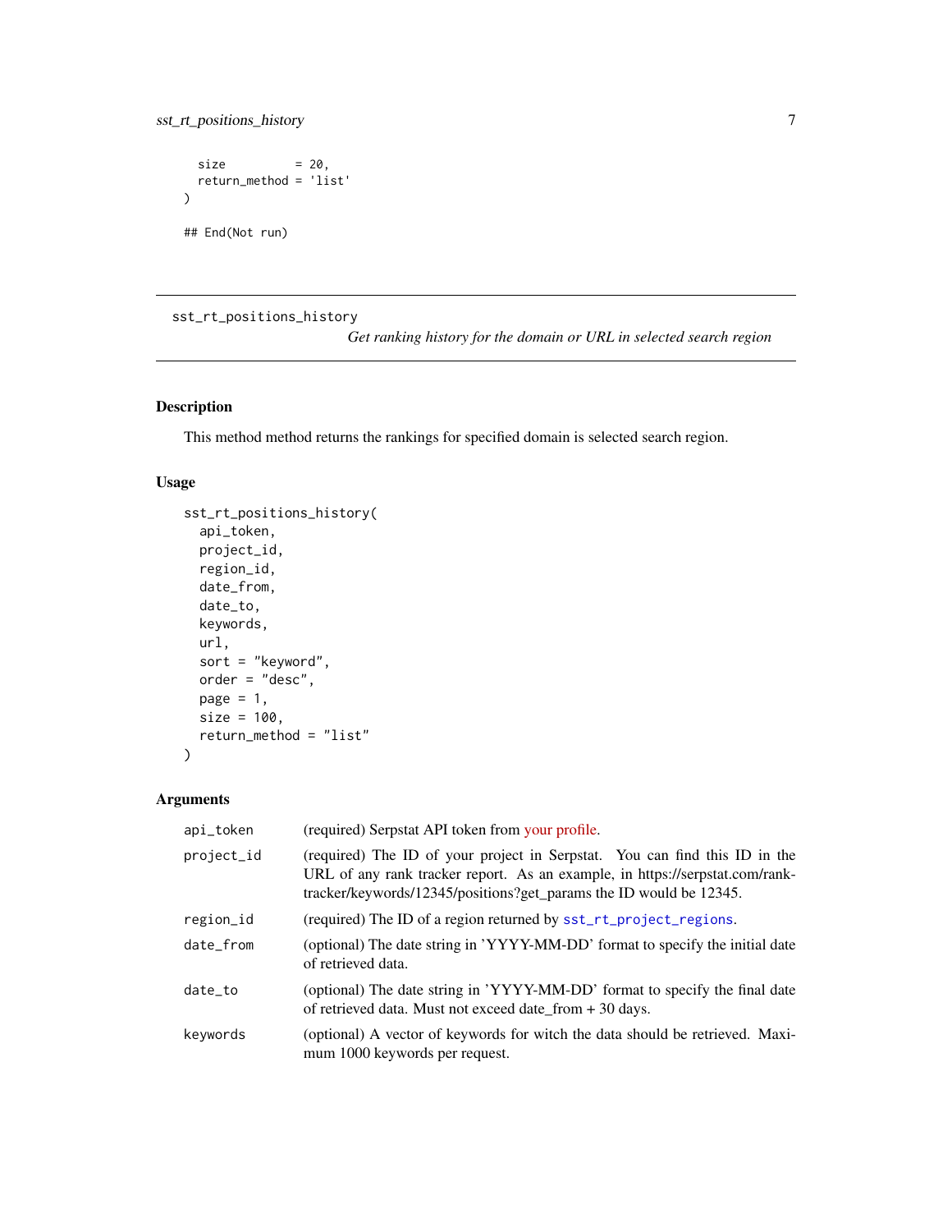```
  size          = 20,
  return_method = 'list'
)

## End(Not run)
```

## sst_rt_positions_history

*Get ranking history for the domain or URL in selected search region*

### Description

This method method returns the rankings for specified domain is selected search region.

### Usage

```
sst_rt_positions_history(
  api_token,
  project_id,
  region_id,
  date_from,
  date_to,
  keywords,
  url,
  sort = "keyword",
  order = "desc",
  page = 1,
  size = 100,
  return_method = "list"
)
```

### Arguments

| | |
|---|---|
| api_token | (required) Serpstat API token from your profile. |
| project_id | (required) The ID of your project in Serpstat. You can find this ID in the URL of any rank tracker report. As an example, in https://serpstat.com/rank-tracker/keywords/12345/positions?get_params the ID would be 12345. |
| region_id | (required) The ID of a region returned by sst_rt_project_regions. |
| date_from | (optional) The date string in 'YYYY-MM-DD' format to specify the initial date of retrieved data. |
| date_to | (optional) The date string in 'YYYY-MM-DD' format to specify the final date of retrieved data. Must not exceed date_from + 30 days. |
| keywords | (optional) A vector of keywords for witch the data should be retrieved. Maximum 1000 keywords per request. |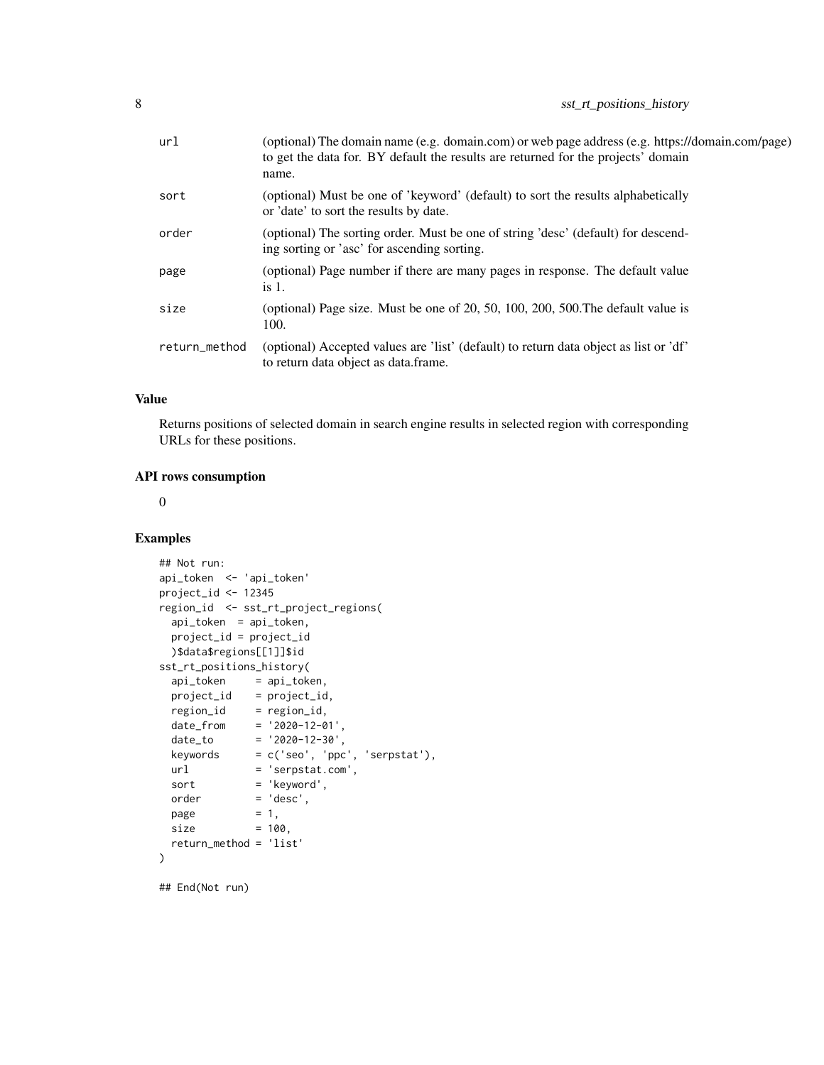| | |
|---|---|
| url | (optional) The domain name (e.g. domain.com) or web page address (e.g. https://domain.com/page) to get the data for. BY default the results are returned for the projects' domain name. |
| sort | (optional) Must be one of 'keyword' (default) to sort the results alphabetically or 'date' to sort the results by date. |
| order | (optional) The sorting order. Must be one of string 'desc' (default) for descending sorting or 'asc' for ascending sorting. |
| page | (optional) Page number if there are many pages in response. The default value is 1. |
| size | (optional) Page size. Must be one of 20, 50, 100, 200, 500.The default value is 100. |
| return_method | (optional) Accepted values are 'list' (default) to return data object as list or 'df' to return data object as data.frame. |

### Value

Returns positions of selected domain in search engine results in selected region with corresponding URLs for these positions.

### API rows consumption

0

### Examples

```
## Not run:
api_token  <- 'api_token'
project_id <- 12345
region_id  <- sst_rt_project_regions(
  api_token  = api_token,
  project_id = project_id
  )$data$regions[[1]]$id
sst_rt_positions_history(
  api_token     = api_token,
  project_id    = project_id,
  region_id     = region_id,
  date_from     = '2020-12-01',
  date_to       = '2020-12-30',
  keywords      = c('seo', 'ppc', 'serpstat'),
  url           = 'serpstat.com',
  sort          = 'keyword',
  order         = 'desc',
  page          = 1,
  size          = 100,
  return_method = 'list'
)

## End(Not run)
```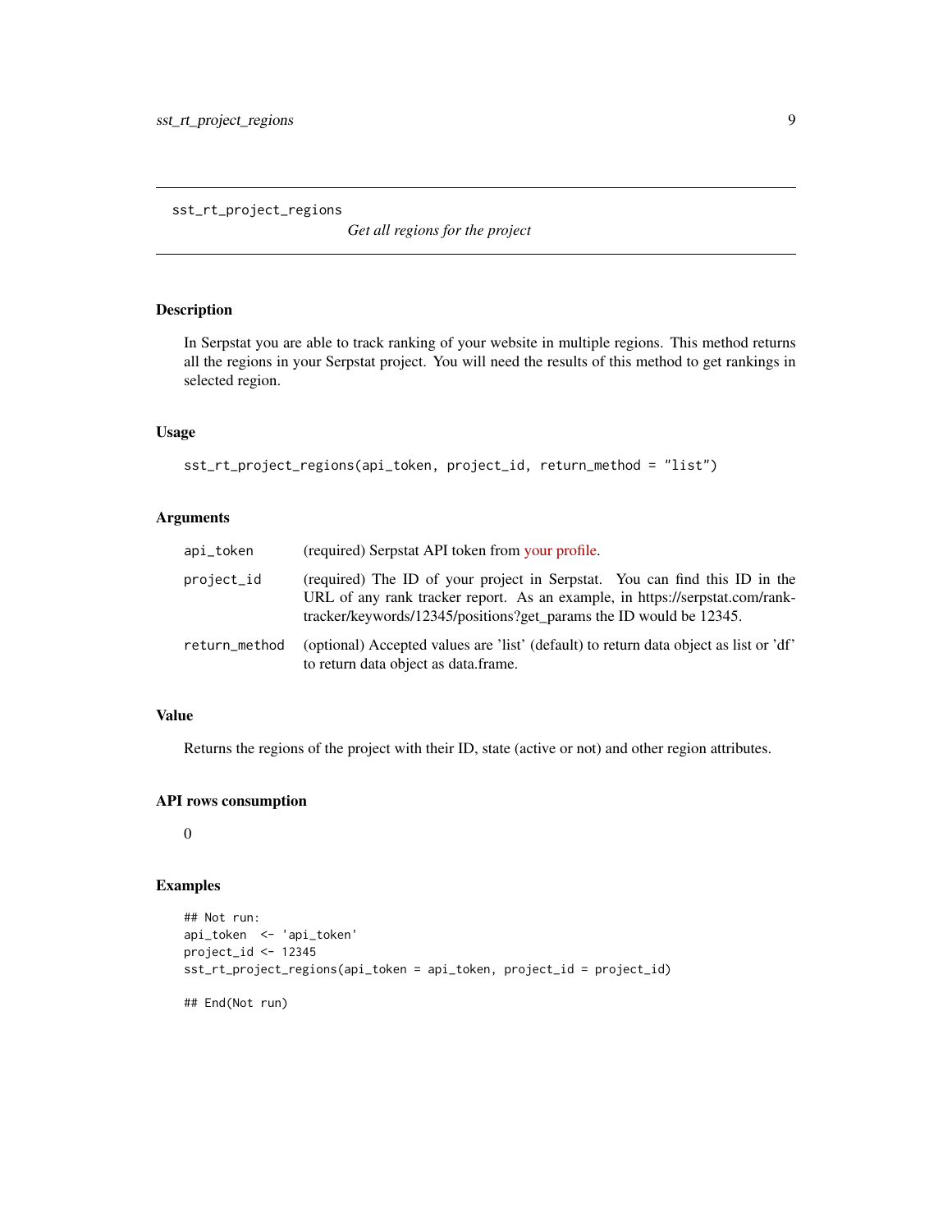## sst_rt_project_regions

*Get all regions for the project*

### Description

In Serpstat you are able to track ranking of your website in multiple regions. This method returns all the regions in your Serpstat project. You will need the results of this method to get rankings in selected region.

### Usage

```
sst_rt_project_regions(api_token, project_id, return_method = "list")
```

### Arguments

| | |
|---|---|
| api_token | (required) Serpstat API token from your profile. |
| project_id | (required) The ID of your project in Serpstat. You can find this ID in the URL of any rank tracker report. As an example, in https://serpstat.com/rank-tracker/keywords/12345/positions?get_params the ID would be 12345. |
| return_method | (optional) Accepted values are 'list' (default) to return data object as list or 'df' to return data object as data.frame. |

### Value

Returns the regions of the project with their ID, state (active or not) and other region attributes.

### API rows consumption

0

### Examples

```
## Not run:
api_token  <- 'api_token'
project_id <- 12345
sst_rt_project_regions(api_token = api_token, project_id = project_id)

## End(Not run)
```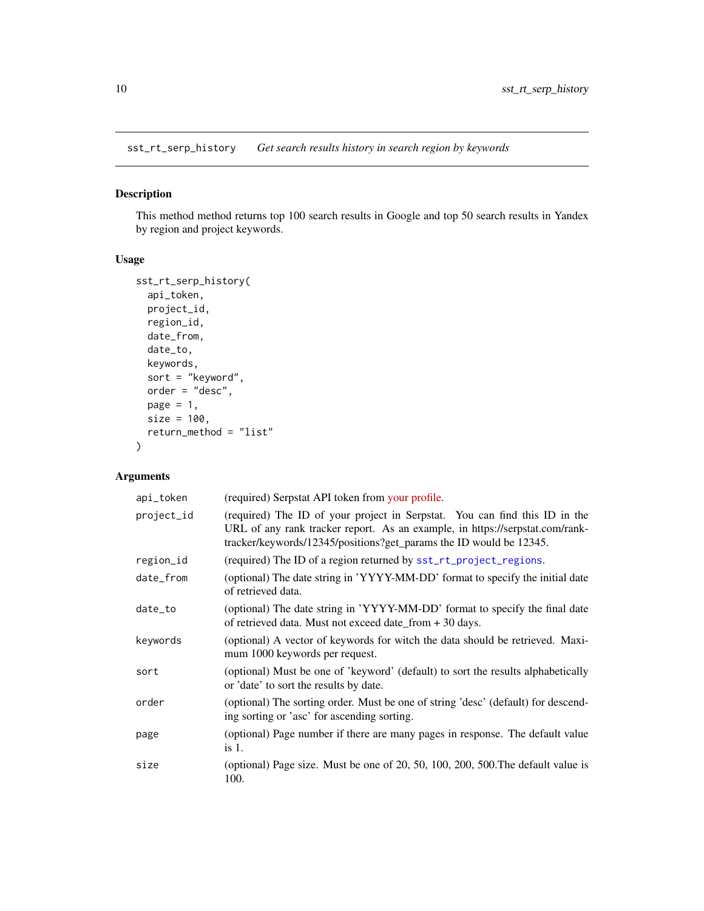## sst_rt_serp_history    *Get search results history in search region by keywords*

### Description

This method method returns top 100 search results in Google and top 50 search results in Yandex by region and project keywords.

### Usage

```
sst_rt_serp_history(
  api_token,
  project_id,
  region_id,
  date_from,
  date_to,
  keywords,
  sort = "keyword",
  order = "desc",
  page = 1,
  size = 100,
  return_method = "list"
)
```

### Arguments

| | |
|---|---|
| api_token | (required) Serpstat API token from your profile. |
| project_id | (required) The ID of your project in Serpstat. You can find this ID in the URL of any rank tracker report. As an example, in https://serpstat.com/rank-tracker/keywords/12345/positions?get_params the ID would be 12345. |
| region_id | (required) The ID of a region returned by sst_rt_project_regions. |
| date_from | (optional) The date string in 'YYYY-MM-DD' format to specify the initial date of retrieved data. |
| date_to | (optional) The date string in 'YYYY-MM-DD' format to specify the final date of retrieved data. Must not exceed date_from + 30 days. |
| keywords | (optional) A vector of keywords for witch the data should be retrieved. Maximum 1000 keywords per request. |
| sort | (optional) Must be one of 'keyword' (default) to sort the results alphabetically or 'date' to sort the results by date. |
| order | (optional) The sorting order. Must be one of string 'desc' (default) for descending sorting or 'asc' for ascending sorting. |
| page | (optional) Page number if there are many pages in response. The default value is 1. |
| size | (optional) Page size. Must be one of 20, 50, 100, 200, 500.The default value is 100. |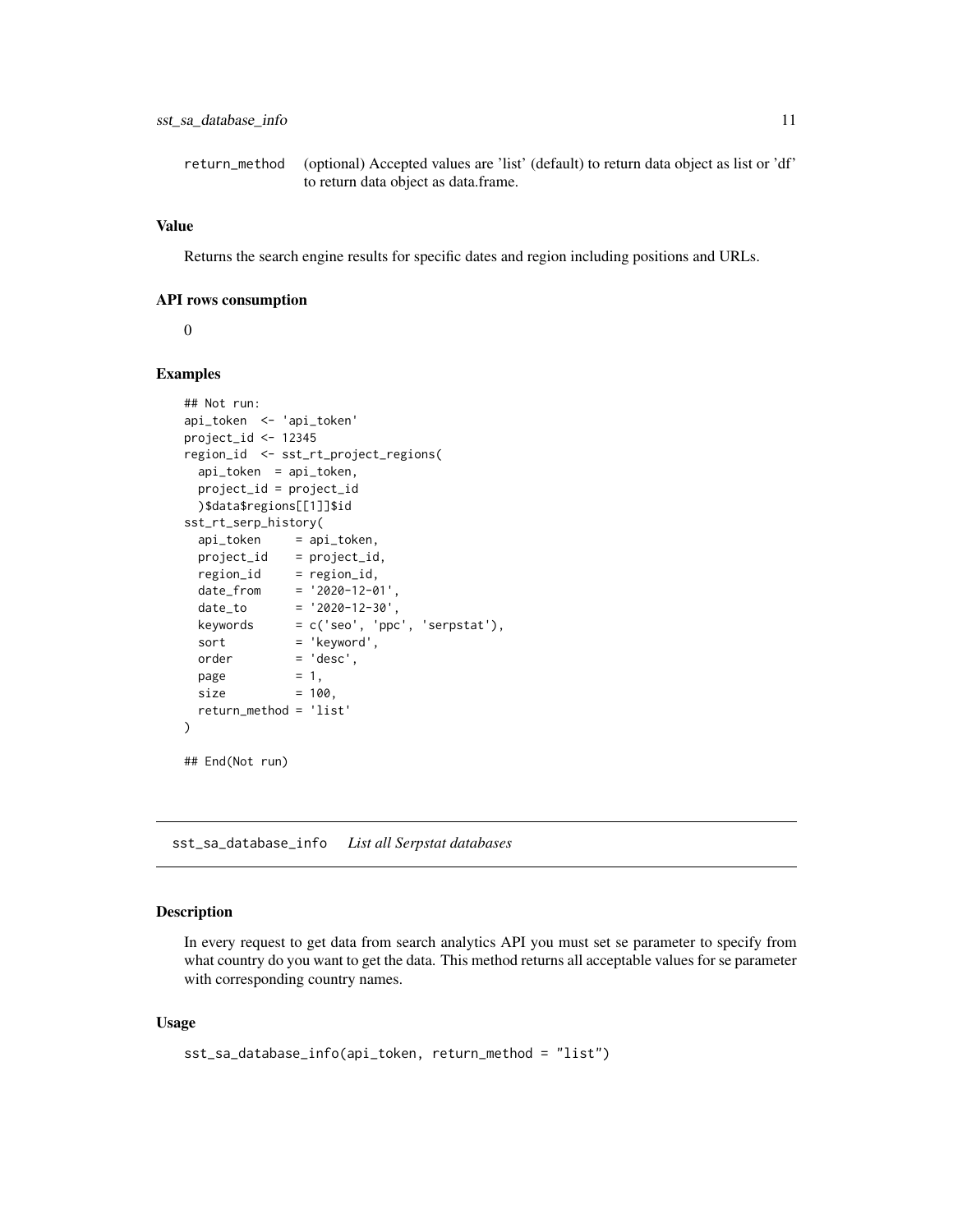| | |
|---|---|
| return_method | (optional) Accepted values are 'list' (default) to return data object as list or 'df' to return data object as data.frame. |

### Value

Returns the search engine results for specific dates and region including positions and URLs.

### API rows consumption

0

### Examples

```
## Not run:
api_token  <- 'api_token'
project_id <- 12345
region_id  <- sst_rt_project_regions(
  api_token  = api_token,
  project_id = project_id
  )$data$regions[[1]]$id
sst_rt_serp_history(
  api_token     = api_token,
  project_id    = project_id,
  region_id     = region_id,
  date_from     = '2020-12-01',
  date_to       = '2020-12-30',
  keywords      = c('seo', 'ppc', 'serpstat'),
  sort          = 'keyword',
  order         = 'desc',
  page          = 1,
  size          = 100,
  return_method = 'list'
)

## End(Not run)
```

---

## sst_sa_database_info *List all Serpstat databases*

### Description

In every request to get data from search analytics API you must set se parameter to specify from what country do you want to get the data. This method returns all acceptable values for se parameter with corresponding country names.

### Usage

```
sst_sa_database_info(api_token, return_method = "list")
```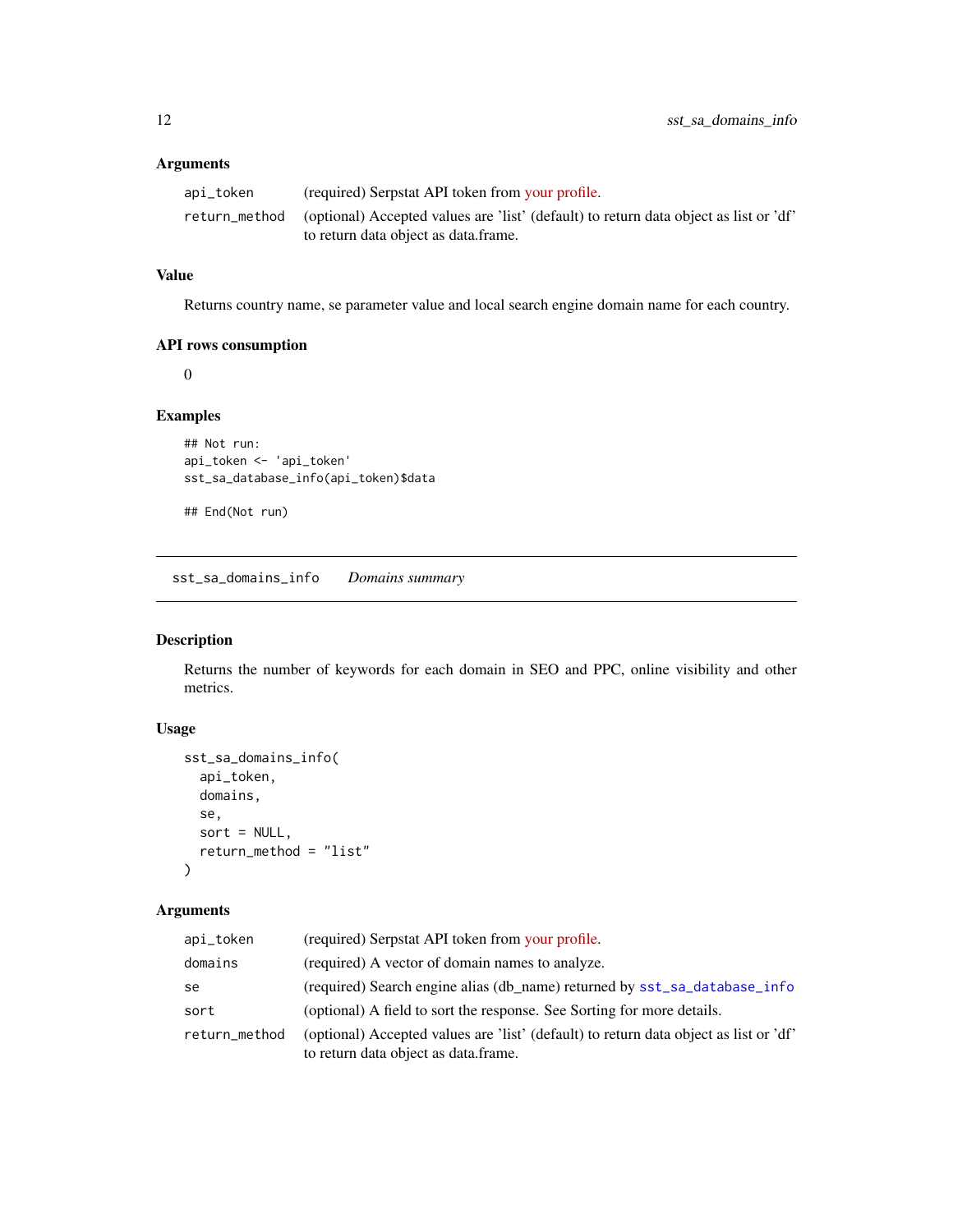### Arguments

| | |
|---|---|
| `api_token` | (required) Serpstat API token from your profile. |
| `return_method` | (optional) Accepted values are 'list' (default) to return data object as list or 'df' to return data object as data.frame. |

### Value

Returns country name, se parameter value and local search engine domain name for each country.

### API rows consumption

0

### Examples

```
## Not run:
api_token <- 'api_token'
sst_sa_database_info(api_token)$data

## End(Not run)
```

---

## sst_sa_domains_info    *Domains summary*

---

### Description

Returns the number of keywords for each domain in SEO and PPC, online visibility and other metrics.

### Usage

```
sst_sa_domains_info(
  api_token,
  domains,
  se,
  sort = NULL,
  return_method = "list"
)
```

### Arguments

| | |
|---|---|
| `api_token` | (required) Serpstat API token from your profile. |
| `domains` | (required) A vector of domain names to analyze. |
| `se` | (required) Search engine alias (db_name) returned by `sst_sa_database_info` |
| `sort` | (optional) A field to sort the response. See Sorting for more details. |
| `return_method` | (optional) Accepted values are 'list' (default) to return data object as list or 'df' to return data object as data.frame. |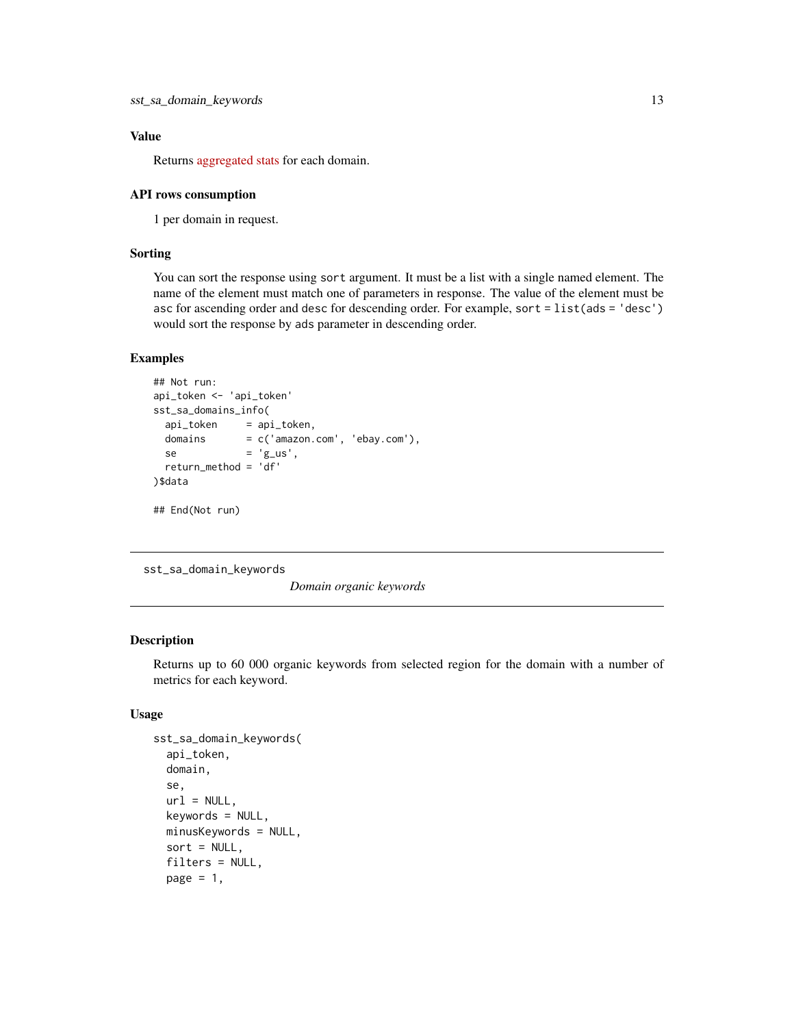## Value

Returns aggregated stats for each domain.

## API rows consumption

1 per domain in request.

## Sorting

You can sort the response using `sort` argument. It must be a list with a single named element. The name of the element must match one of parameters in response. The value of the element must be `asc` for ascending order and `desc` for descending order. For example, `sort = list(ads = 'desc')` would sort the response by `ads` parameter in descending order.

## Examples

```
## Not run:
api_token <- 'api_token'
sst_sa_domains_info(
  api_token     = api_token,
  domains       = c('amazon.com', 'ebay.com'),
  se            = 'g_us',
  return_method = 'df'
)$data

## End(Not run)
```

---

# sst_sa_domain_keywords

*Domain organic keywords*

---

## Description

Returns up to 60 000 organic keywords from selected region for the domain with a number of metrics for each keyword.

## Usage

```
sst_sa_domain_keywords(
  api_token,
  domain,
  se,
  url = NULL,
  keywords = NULL,
  minusKeywords = NULL,
  sort = NULL,
  filters = NULL,
  page = 1,
```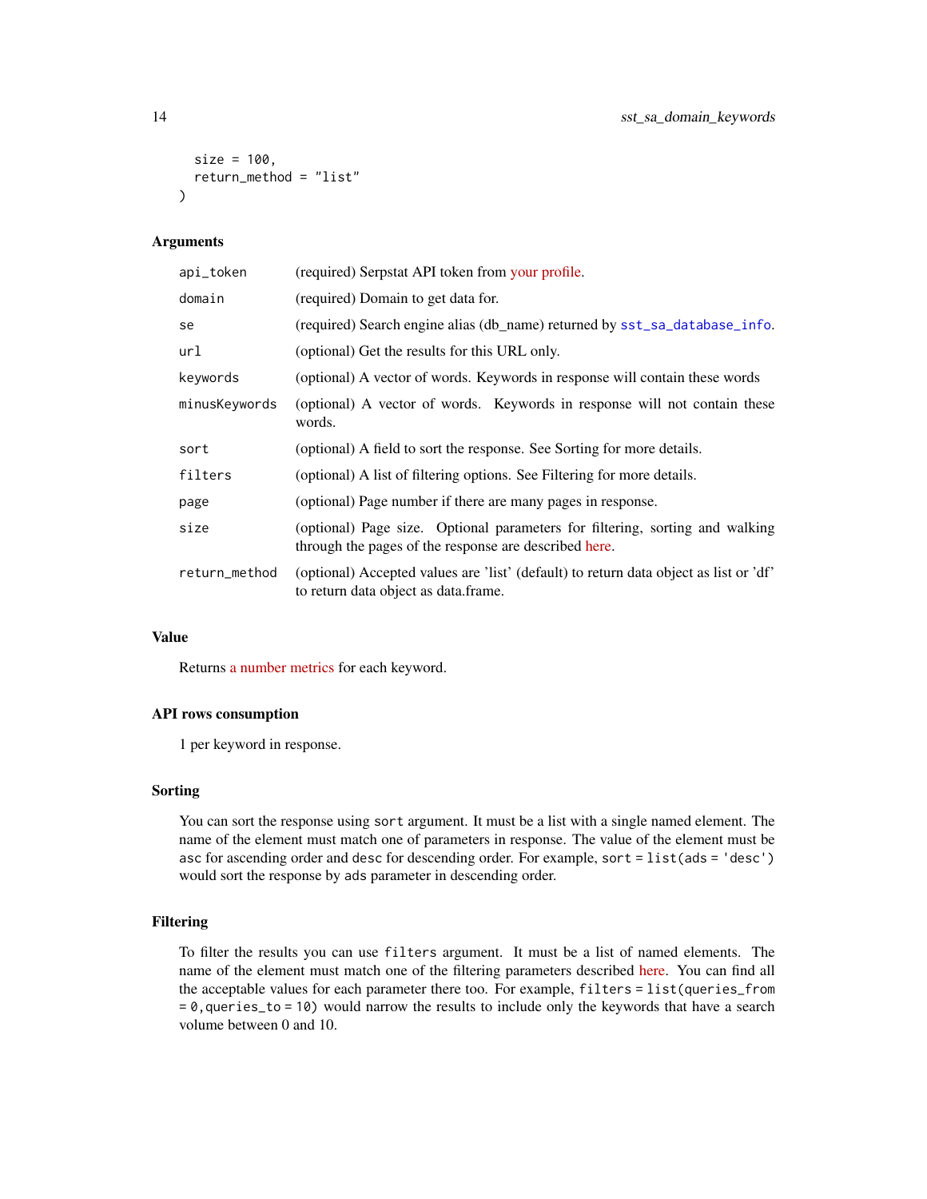```
  size = 100,
  return_method = "list"
)
```

## Arguments

| | |
|---|---|
| `api_token` | (required) Serpstat API token from your profile. |
| `domain` | (required) Domain to get data for. |
| `se` | (required) Search engine alias (db_name) returned by `sst_sa_database_info`. |
| `url` | (optional) Get the results for this URL only. |
| `keywords` | (optional) A vector of words. Keywords in response will contain these words |
| `minusKeywords` | (optional) A vector of words. Keywords in response will not contain these words. |
| `sort` | (optional) A field to sort the response. See Sorting for more details. |
| `filters` | (optional) A list of filtering options. See Filtering for more details. |
| `page` | (optional) Page number if there are many pages in response. |
| `size` | (optional) Page size. Optional parameters for filtering, sorting and walking through the pages of the response are described here. |
| `return_method` | (optional) Accepted values are 'list' (default) to return data object as list or 'df' to return data object as data.frame. |

## Value

Returns a number metrics for each keyword.

## API rows consumption

1 per keyword in response.

## Sorting

You can sort the response using `sort` argument. It must be a list with a single named element. The name of the element must match one of parameters in response. The value of the element must be `asc` for ascending order and `desc` for descending order. For example, `sort = list(ads = 'desc')` would sort the response by `ads` parameter in descending order.

## Filtering

To filter the results you can use `filters` argument. It must be a list of named elements. The name of the element must match one of the filtering parameters described here. You can find all the acceptable values for each parameter there too. For example, `filters = list(queries_from = 0,queries_to = 10)` would narrow the results to include only the keywords that have a search volume between 0 and 10.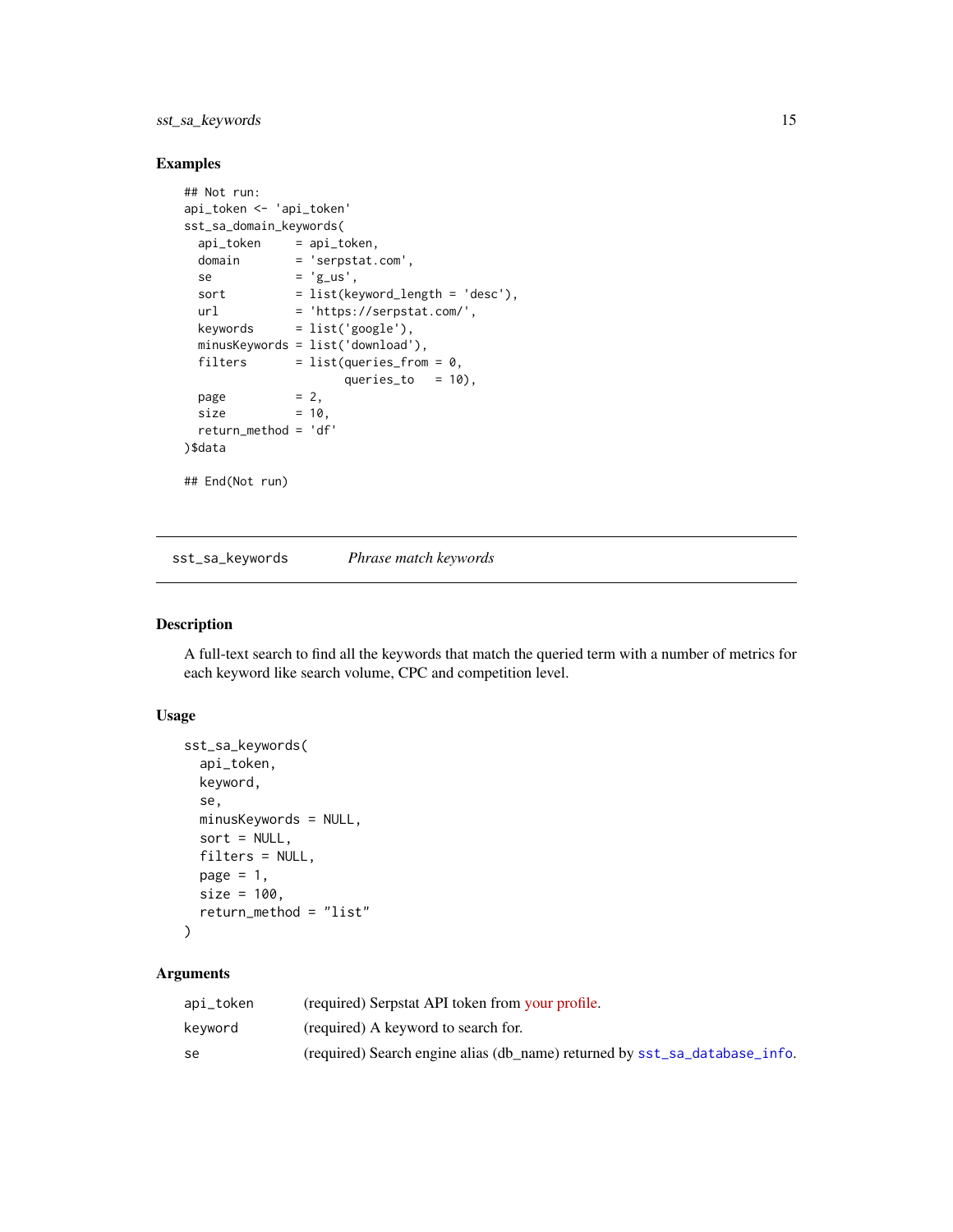## Examples

```
## Not run:
api_token <- 'api_token'
sst_sa_domain_keywords(
  api_token     = api_token,
  domain        = 'serpstat.com',
  se            = 'g_us',
  sort          = list(keyword_length = 'desc'),
  url           = 'https://serpstat.com/',
  keywords      = list('google'),
  minusKeywords = list('download'),
  filters       = list(queries_from = 0,
                       queries_to   = 10),
  page          = 2,
  size          = 10,
  return_method = 'df'
)$data

## End(Not run)
```

---

# sst_sa_keywords    *Phrase match keywords*

## Description

A full-text search to find all the keywords that match the queried term with a number of metrics for each keyword like search volume, CPC and competition level.

## Usage

```
sst_sa_keywords(
  api_token,
  keyword,
  se,
  minusKeywords = NULL,
  sort = NULL,
  filters = NULL,
  page = 1,
  size = 100,
  return_method = "list"
)
```

## Arguments

| | |
|---|---|
| api_token | (required) Serpstat API token from your profile. |
| keyword | (required) A keyword to search for. |
| se | (required) Search engine alias (db_name) returned by sst_sa_database_info. |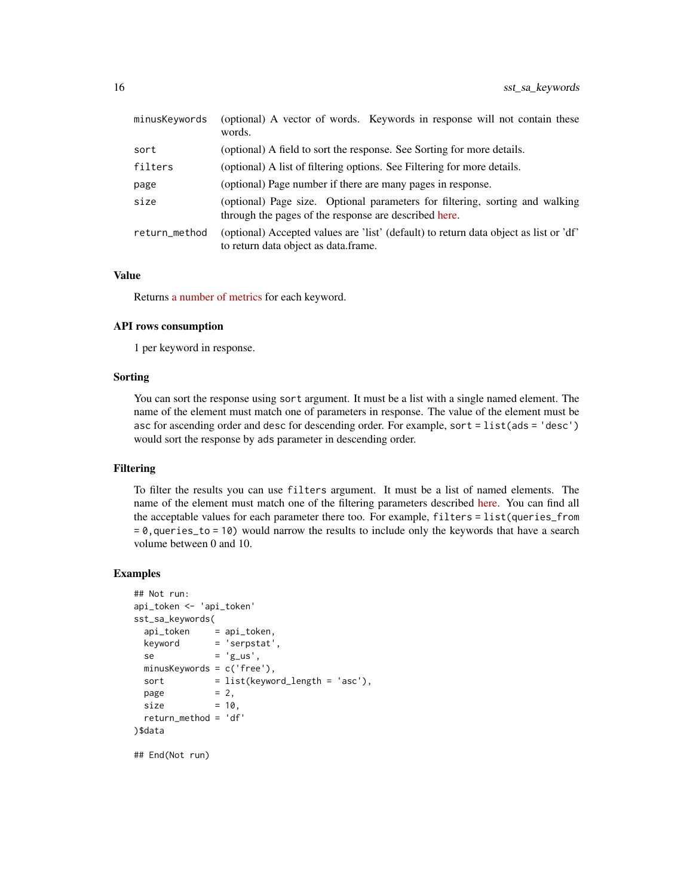| | |
|---|---|
| minusKeywords | (optional) A vector of words. Keywords in response will not contain these words. |
| sort | (optional) A field to sort the response. See Sorting for more details. |
| filters | (optional) A list of filtering options. See Filtering for more details. |
| page | (optional) Page number if there are many pages in response. |
| size | (optional) Page size. Optional parameters for filtering, sorting and walking through the pages of the response are described here. |
| return_method | (optional) Accepted values are 'list' (default) to return data object as list or 'df' to return data object as data.frame. |

## Value

Returns a number of metrics for each keyword.

## API rows consumption

1 per keyword in response.

## Sorting

You can sort the response using `sort` argument. It must be a list with a single named element. The name of the element must match one of parameters in response. The value of the element must be `asc` for ascending order and `desc` for descending order. For example, `sort = list(ads = 'desc')` would sort the response by `ads` parameter in descending order.

## Filtering

To filter the results you can use `filters` argument. It must be a list of named elements. The name of the element must match one of the filtering parameters described here. You can find all the acceptable values for each parameter there too. For example, `filters = list(queries_from = 0,queries_to = 10)` would narrow the results to include only the keywords that have a search volume between 0 and 10.

## Examples

```
## Not run:
api_token <- 'api_token'
sst_sa_keywords(
  api_token     = api_token,
  keyword       = 'serpstat',
  se            = 'g_us',
  minusKeywords = c('free'),
  sort          = list(keyword_length = 'asc'),
  page          = 2,
  size          = 10,
  return_method = 'df'
)$data

## End(Not run)
```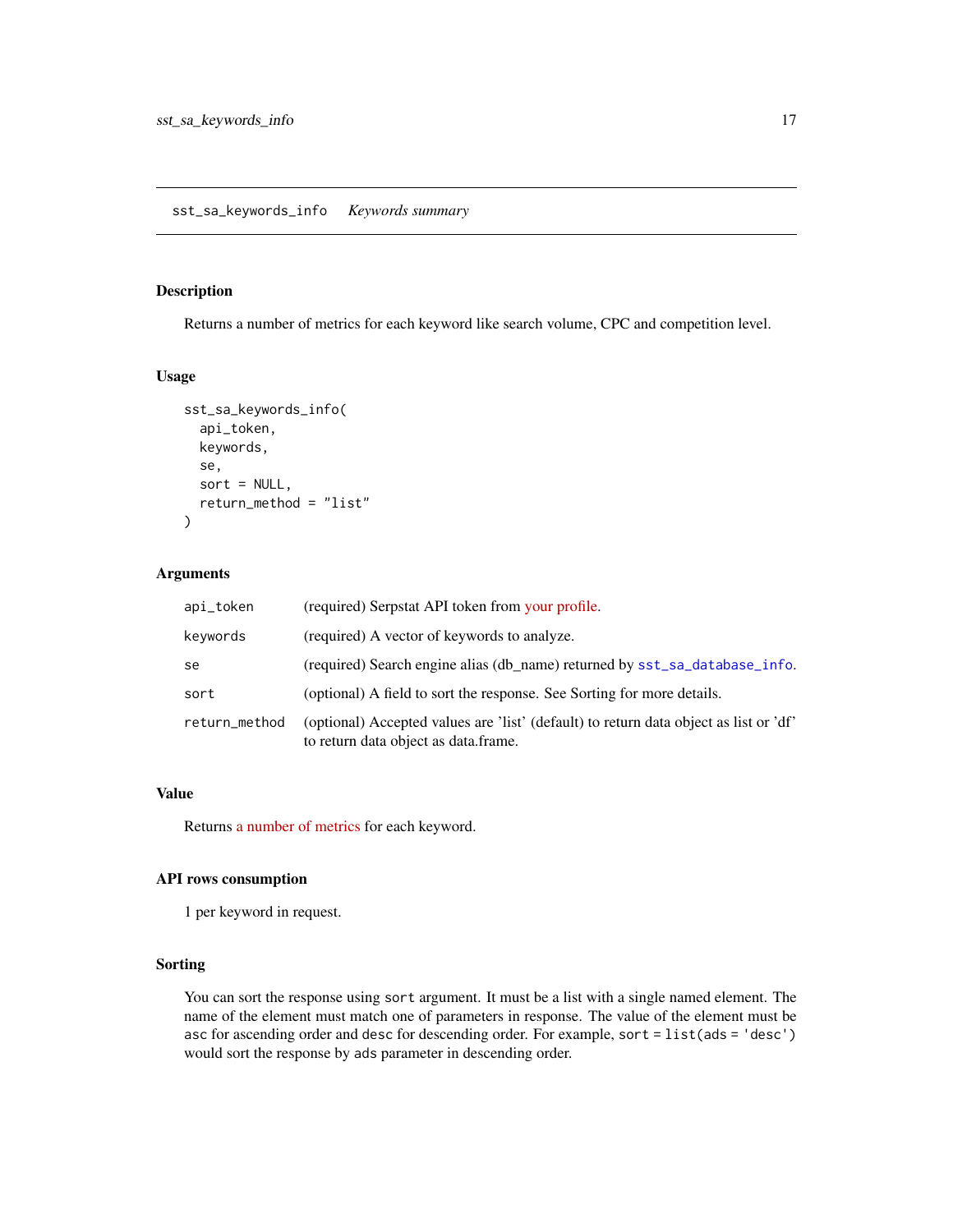## sst_sa_keywords_info *Keywords summary*

### Description

Returns a number of metrics for each keyword like search volume, CPC and competition level.

### Usage

```
sst_sa_keywords_info(
  api_token,
  keywords,
  se,
  sort = NULL,
  return_method = "list"
)
```

### Arguments

| | |
|---|---|
| api_token | (required) Serpstat API token from your profile. |
| keywords | (required) A vector of keywords to analyze. |
| se | (required) Search engine alias (db_name) returned by sst_sa_database_info. |
| sort | (optional) A field to sort the response. See Sorting for more details. |
| return_method | (optional) Accepted values are 'list' (default) to return data object as list or 'df' to return data object as data.frame. |

### Value

Returns a number of metrics for each keyword.

### API rows consumption

1 per keyword in request.

### Sorting

You can sort the response using `sort` argument. It must be a list with a single named element. The name of the element must match one of parameters in response. The value of the element must be `asc` for ascending order and `desc` for descending order. For example, `sort = list(ads = 'desc')` would sort the response by `ads` parameter in descending order.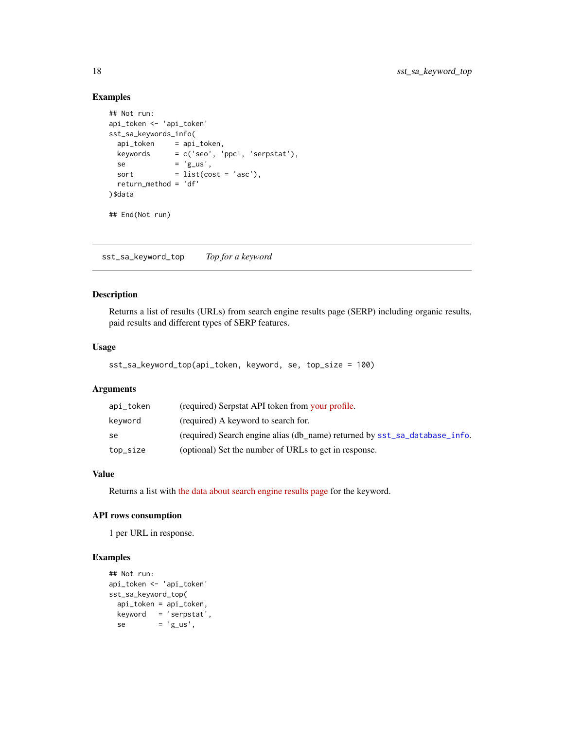### Examples

```
## Not run:
api_token <- 'api_token'
sst_sa_keywords_info(
  api_token     = api_token,
  keywords      = c('seo', 'ppc', 'serpstat'),
  se            = 'g_us',
  sort          = list(cost = 'asc'),
  return_method = 'df'
)$data

## End(Not run)
```

---

## sst_sa_keyword_top    *Top for a keyword*

### Description

Returns a list of results (URLs) from search engine results page (SERP) including organic results, paid results and different types of SERP features.

### Usage

```
sst_sa_keyword_top(api_token, keyword, se, top_size = 100)
```

### Arguments

| | |
|---|---|
| api_token | (required) Serpstat API token from your profile. |
| keyword | (required) A keyword to search for. |
| se | (required) Search engine alias (db_name) returned by sst_sa_database_info. |
| top_size | (optional) Set the number of URLs to get in response. |

### Value

Returns a list with the data about search engine results page for the keyword.

### API rows consumption

1 per URL in response.

### Examples

```
## Not run:
api_token <- 'api_token'
sst_sa_keyword_top(
  api_token = api_token,
  keyword   = 'serpstat',
  se        = 'g_us',
```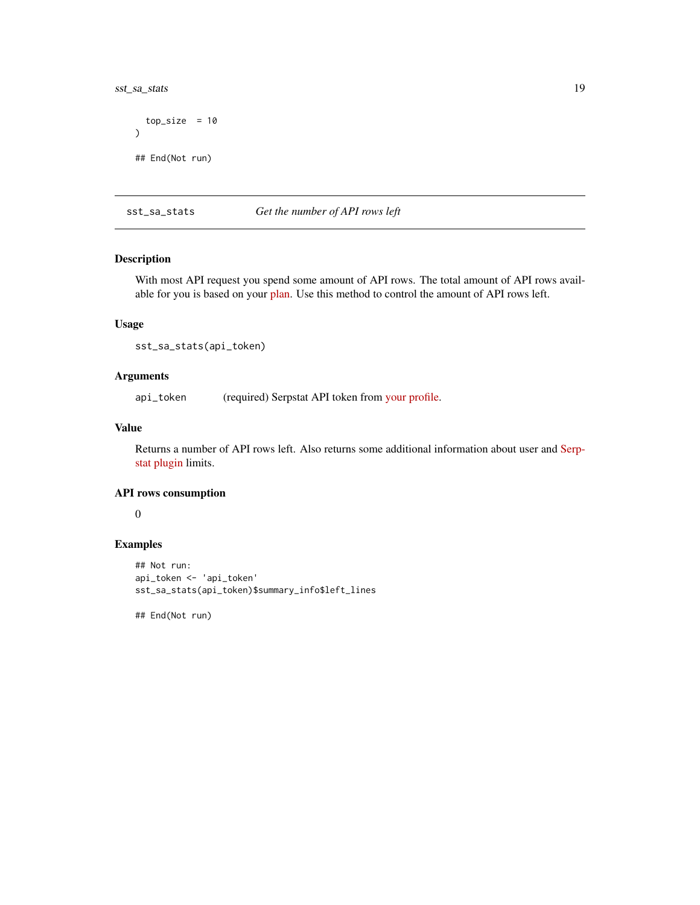```
    top_size  = 10
)

## End(Not run)
```

---

## sst_sa_stats — *Get the number of API rows left*

### Description

With most API request you spend some amount of API rows. The total amount of API rows available for you is based on your plan. Use this method to control the amount of API rows left.

### Usage

```
sst_sa_stats(api_token)
```

### Arguments

| | |
|---|---|
| api_token | (required) Serpstat API token from your profile. |

### Value

Returns a number of API rows left. Also returns some additional information about user and Serpstat plugin limits.

### API rows consumption

0

### Examples

```
## Not run:
api_token <- 'api_token'
sst_sa_stats(api_token)$summary_info$left_lines

## End(Not run)
```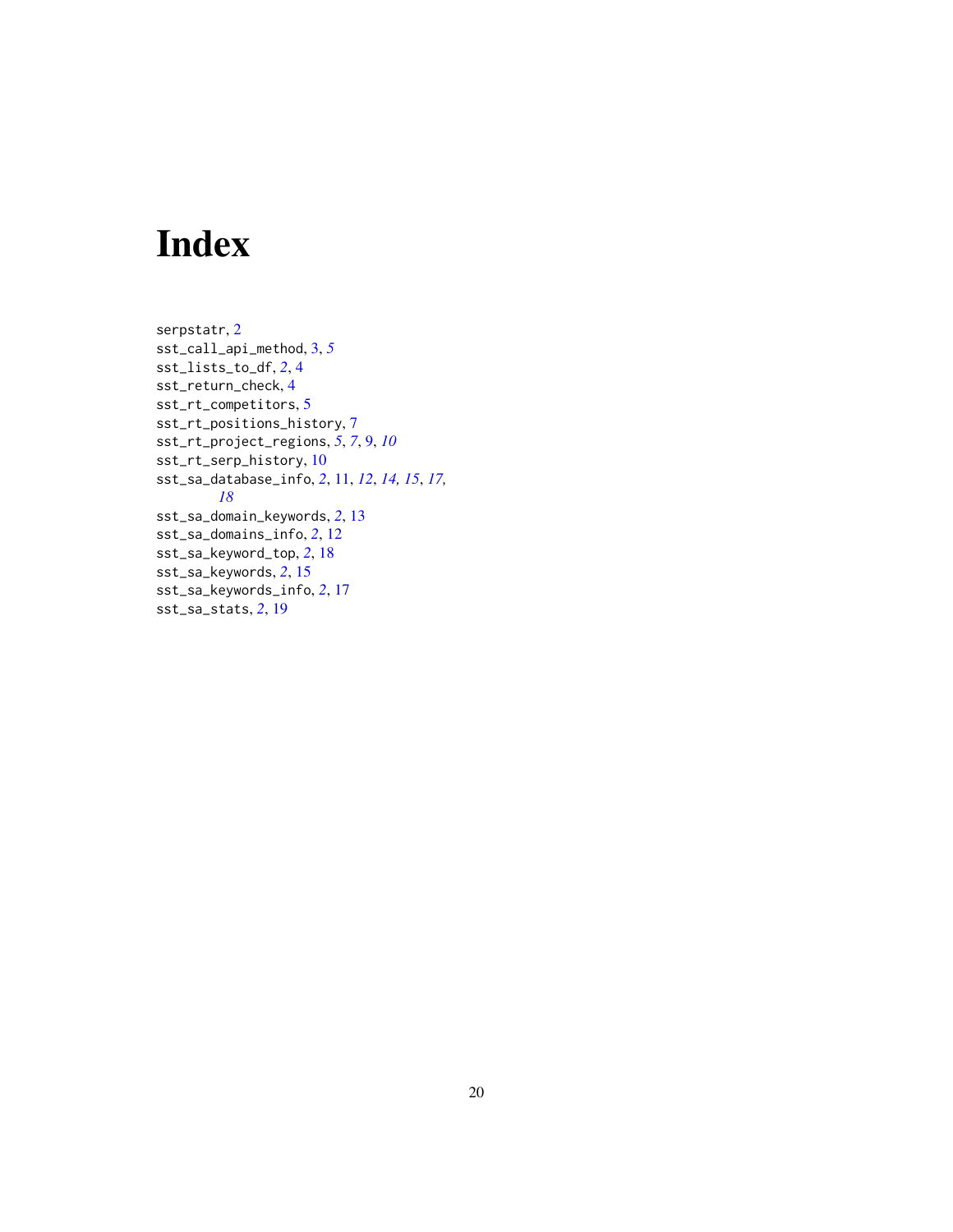# Index

serpstatr, 2
sst_call_api_method, 3, *5*
sst_lists_to_df, *2*, 4
sst_return_check, 4
sst_rt_competitors, 5
sst_rt_positions_history, 7
sst_rt_project_regions, *5*, *7*, 9, *10*
sst_rt_serp_history, 10
sst_sa_database_info, *2*, 11, *12*, *14, 15*, *17, 18*
sst_sa_domain_keywords, *2*, 13
sst_sa_domains_info, *2*, 12
sst_sa_keyword_top, *2*, 18
sst_sa_keywords, *2*, 15
sst_sa_keywords_info, *2*, 17
sst_sa_stats, *2*, 19